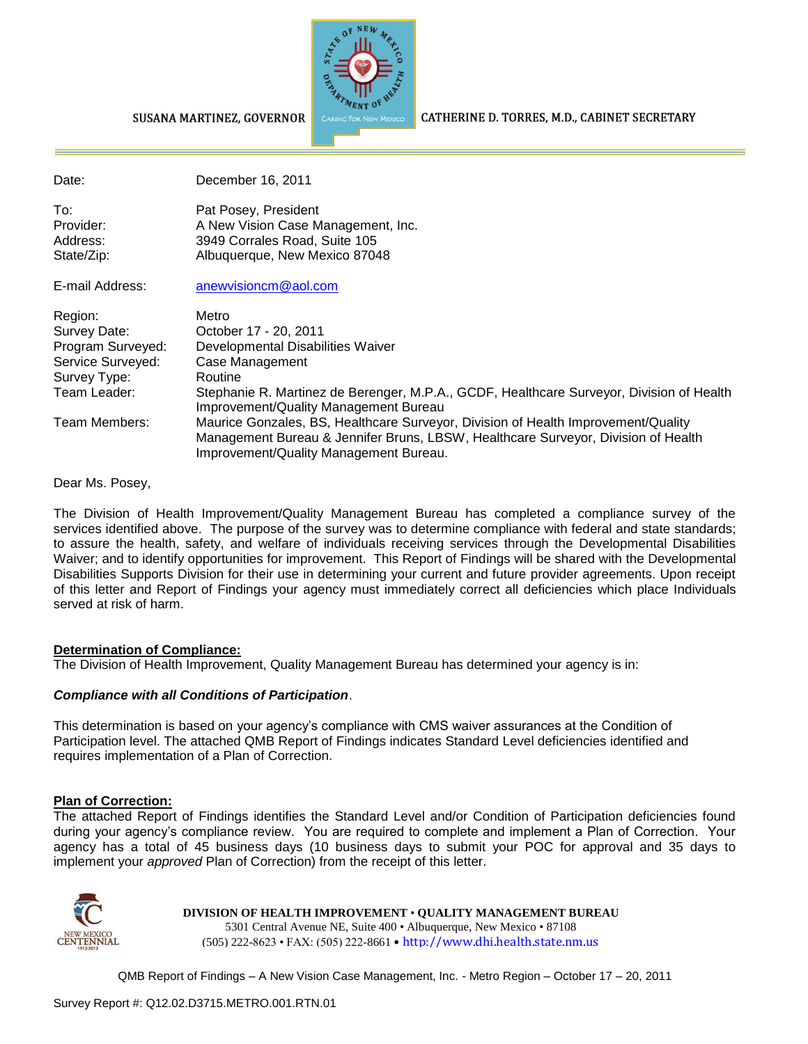SUSANA MARTINEZ, GOVERNOR

CATHERINE D. TORRES, M.D., CABINET SECRETARY

| | |
|---|---|
| Date: | December 16, 2011 |
| To: | Pat Posey, President |
| Provider: | A New Vision Case Management, Inc. |
| Address: | 3949 Corrales Road, Suite 105 |
| State/Zip: | Albuquerque, New Mexico 87048 |
| E-mail Address: | anewvisioncm@aol.com |
| Region: | Metro |
| Survey Date: | October 17 - 20, 2011 |
| Program Surveyed: | Developmental Disabilities Waiver |
| Service Surveyed: | Case Management |
| Survey Type: | Routine |
| Team Leader: | Stephanie R. Martinez de Berenger, M.P.A., GCDF, Healthcare Surveyor, Division of Health Improvement/Quality Management Bureau |
| Team Members: | Maurice Gonzales, BS, Healthcare Surveyor, Division of Health Improvement/Quality Management Bureau & Jennifer Bruns, LBSW, Healthcare Surveyor, Division of Health Improvement/Quality Management Bureau. |

Dear Ms. Posey,

The Division of Health Improvement/Quality Management Bureau has completed a compliance survey of the services identified above. The purpose of the survey was to determine compliance with federal and state standards; to assure the health, safety, and welfare of individuals receiving services through the Developmental Disabilities Waiver; and to identify opportunities for improvement. This Report of Findings will be shared with the Developmental Disabilities Supports Division for their use in determining your current and future provider agreements. Upon receipt of this letter and Report of Findings your agency must immediately correct all deficiencies which place Individuals served at risk of harm.

**Determination of Compliance:**

The Division of Health Improvement, Quality Management Bureau has determined your agency is in:

***Compliance with all Conditions of Participation***.

This determination is based on your agency's compliance with CMS waiver assurances at the Condition of Participation level. The attached QMB Report of Findings indicates Standard Level deficiencies identified and requires implementation of a Plan of Correction.

**Plan of Correction:**

The attached Report of Findings identifies the Standard Level and/or Condition of Participation deficiencies found during your agency's compliance review. You are required to complete and implement a Plan of Correction. Your agency has a total of 45 business days (10 business days to submit your POC for approval and 35 days to implement your *approved* Plan of Correction) from the receipt of this letter.

**DIVISION OF HEALTH IMPROVEMENT • QUALITY MANAGEMENT BUREAU**
5301 Central Avenue NE, Suite 400 • Albuquerque, New Mexico • 87108
(505) 222-8623 • FAX: (505) 222-8661 • http://www.dhi.health.state.nm.us

Survey Report #: Q12.02.D3715.METRO.001.RTN.01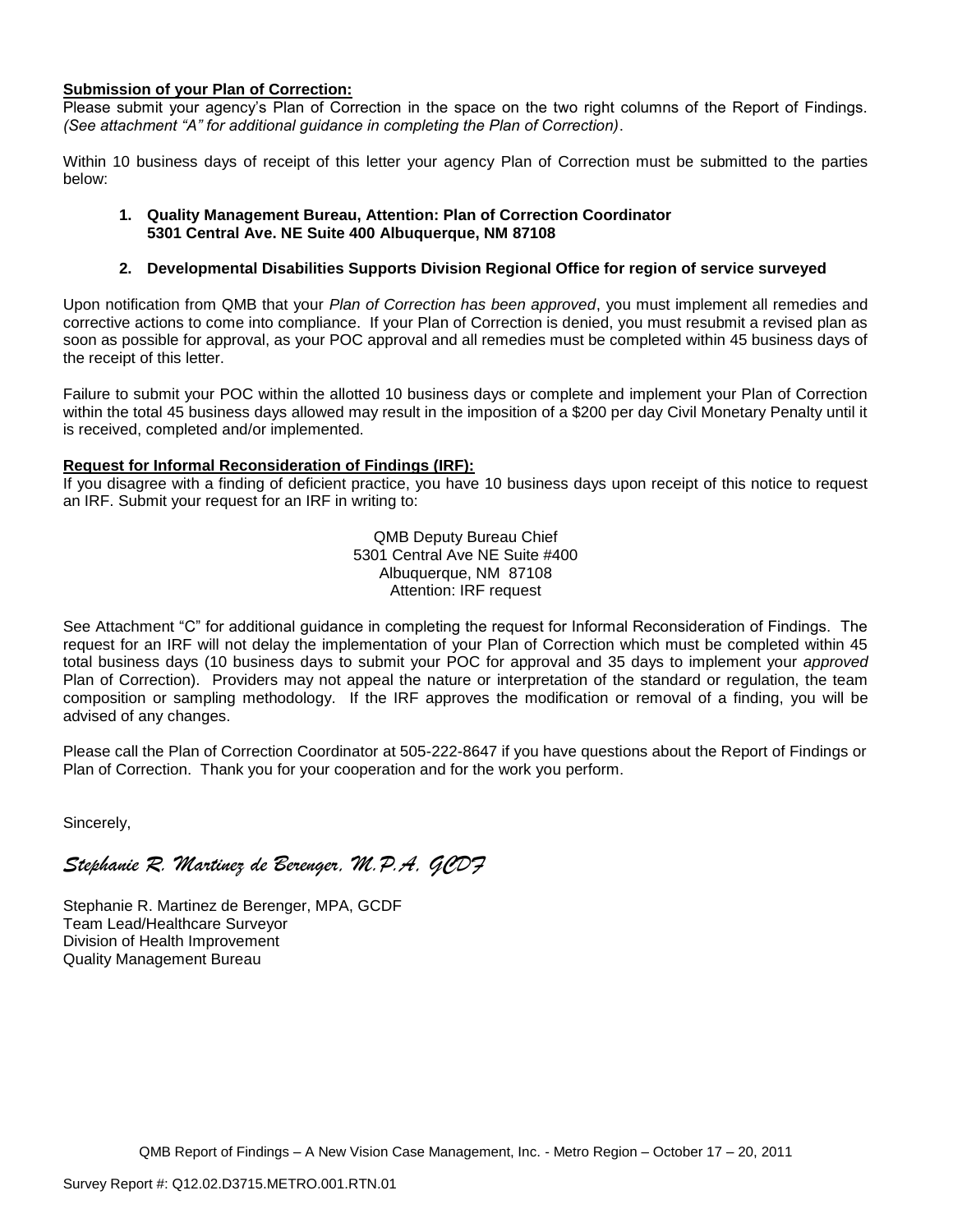**Submission of your Plan of Correction:**

Please submit your agency's Plan of Correction in the space on the two right columns of the Report of Findings. *(See attachment "A" for additional guidance in completing the Plan of Correction)*.

Within 10 business days of receipt of this letter your agency Plan of Correction must be submitted to the parties below:

1. **Quality Management Bureau, Attention: Plan of Correction Coordinator 5301 Central Ave. NE Suite 400 Albuquerque, NM 87108**

2. **Developmental Disabilities Supports Division Regional Office for region of service surveyed**

Upon notification from QMB that your *Plan of Correction has been approved*, you must implement all remedies and corrective actions to come into compliance. If your Plan of Correction is denied, you must resubmit a revised plan as soon as possible for approval, as your POC approval and all remedies must be completed within 45 business days of the receipt of this letter.

Failure to submit your POC within the allotted 10 business days or complete and implement your Plan of Correction within the total 45 business days allowed may result in the imposition of a $200 per day Civil Monetary Penalty until it is received, completed and/or implemented.

**Request for Informal Reconsideration of Findings (IRF):**

If you disagree with a finding of deficient practice, you have 10 business days upon receipt of this notice to request an IRF. Submit your request for an IRF in writing to:

QMB Deputy Bureau Chief
5301 Central Ave NE Suite #400
Albuquerque, NM 87108
Attention: IRF request

See Attachment "C" for additional guidance in completing the request for Informal Reconsideration of Findings. The request for an IRF will not delay the implementation of your Plan of Correction which must be completed within 45 total business days (10 business days to submit your POC for approval and 35 days to implement your *approved* Plan of Correction). Providers may not appeal the nature or interpretation of the standard or regulation, the team composition or sampling methodology. If the IRF approves the modification or removal of a finding, you will be advised of any changes.

Please call the Plan of Correction Coordinator at 505-222-8647 if you have questions about the Report of Findings or Plan of Correction. Thank you for your cooperation and for the work you perform.

Sincerely,

*Stephanie R. Martinez de Berenger, M.P.A, GCDF*

Stephanie R. Martinez de Berenger, MPA, GCDF
Team Lead/Healthcare Surveyor
Division of Health Improvement
Quality Management Bureau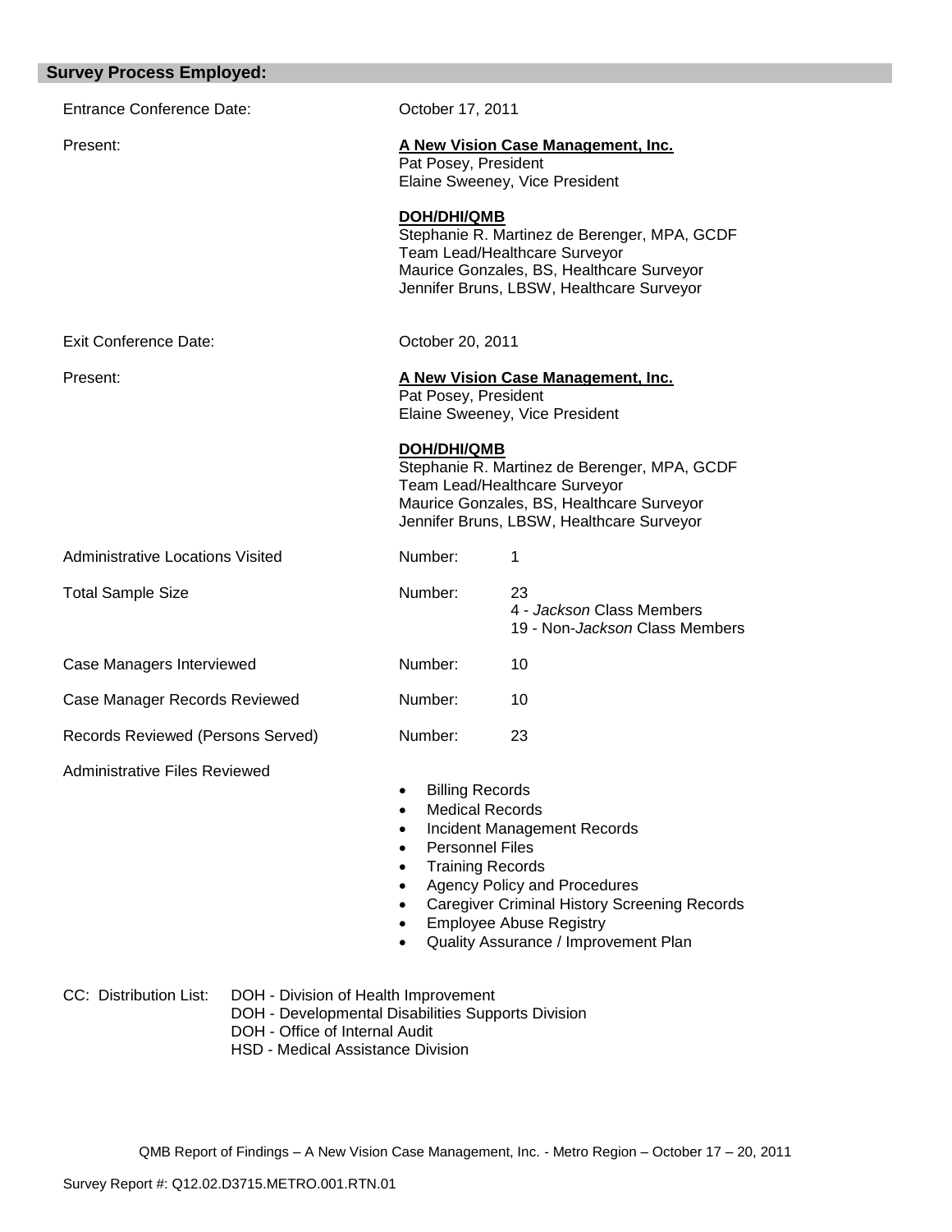## Survey Process Employed:

| | |
|---|---|
| Entrance Conference Date: | October 17, 2011 |
| Present: | **A New Vision Case Management, Inc.**<br>Pat Posey, President<br>Elaine Sweeney, Vice President<br><br>**DOH/DHI/QMB**<br>Stephanie R. Martinez de Berenger, MPA, GCDF<br>Team Lead/Healthcare Surveyor<br>Maurice Gonzales, BS, Healthcare Surveyor<br>Jennifer Bruns, LBSW, Healthcare Surveyor |
| Exit Conference Date: | October 20, 2011 |
| Present: | **A New Vision Case Management, Inc.**<br>Pat Posey, President<br>Elaine Sweeney, Vice President<br><br>**DOH/DHI/QMB**<br>Stephanie R. Martinez de Berenger, MPA, GCDF<br>Team Lead/Healthcare Surveyor<br>Maurice Gonzales, BS, Healthcare Surveyor<br>Jennifer Bruns, LBSW, Healthcare Surveyor |
| Administrative Locations Visited | Number: 1 |
| Total Sample Size | Number: 23<br>4 - *Jackson* Class Members<br>19 - Non-*Jackson* Class Members |
| Case Managers Interviewed | Number: 10 |
| Case Manager Records Reviewed | Number: 10 |
| Records Reviewed (Persons Served) | Number: 23 |

Administrative Files Reviewed

- Billing Records
- Medical Records
- Incident Management Records
- Personnel Files
- Training Records
- Agency Policy and Procedures
- Caregiver Criminal History Screening Records
- Employee Abuse Registry
- Quality Assurance / Improvement Plan

CC: Distribution List:
DOH - Division of Health Improvement
DOH - Developmental Disabilities Supports Division
DOH - Office of Internal Audit
HSD - Medical Assistance Division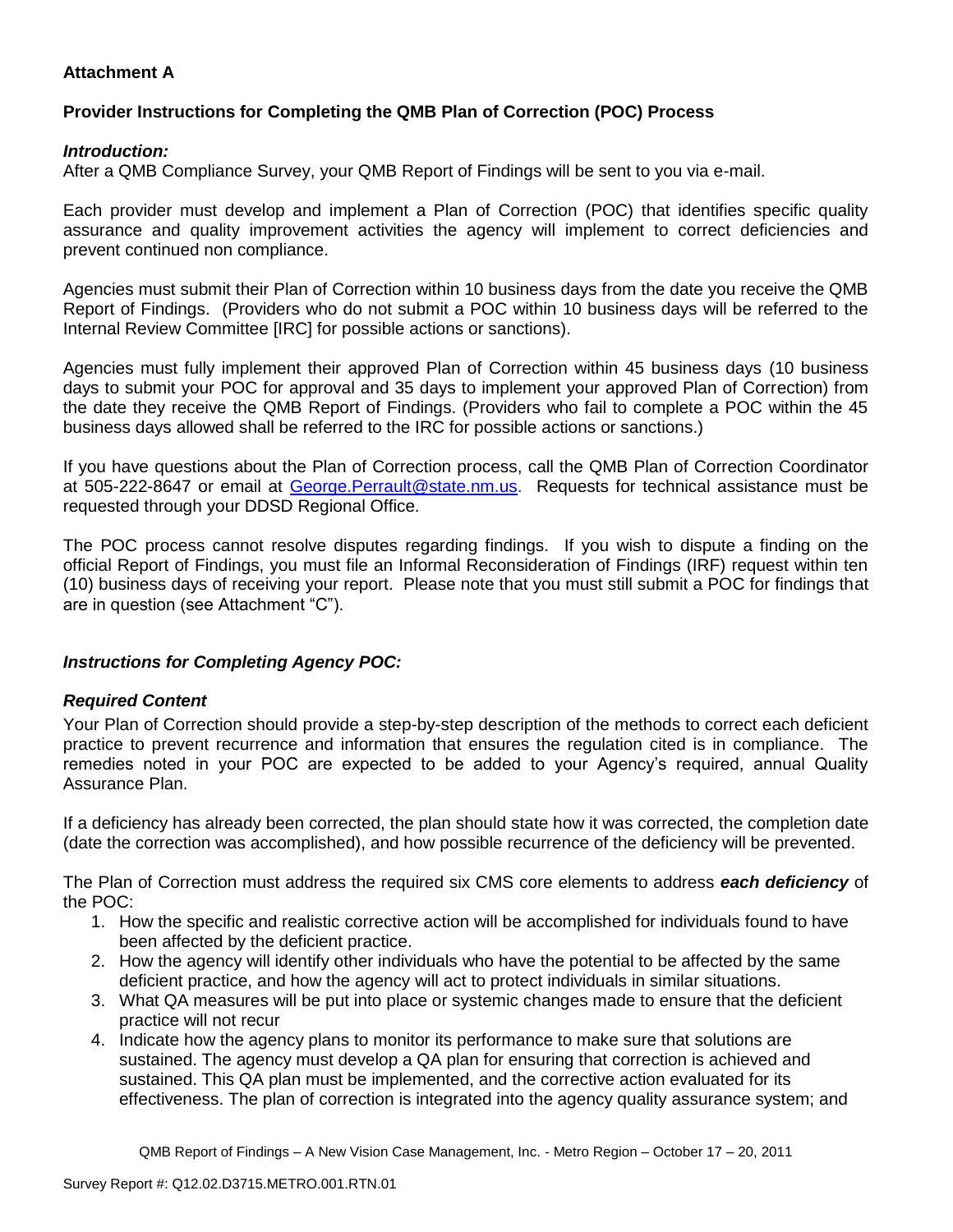**Attachment A**

**Provider Instructions for Completing the QMB Plan of Correction (POC) Process**

***Introduction:***

After a QMB Compliance Survey, your QMB Report of Findings will be sent to you via e-mail.

Each provider must develop and implement a Plan of Correction (POC) that identifies specific quality assurance and quality improvement activities the agency will implement to correct deficiencies and prevent continued non compliance.

Agencies must submit their Plan of Correction within 10 business days from the date you receive the QMB Report of Findings. (Providers who do not submit a POC within 10 business days will be referred to the Internal Review Committee [IRC] for possible actions or sanctions).

Agencies must fully implement their approved Plan of Correction within 45 business days (10 business days to submit your POC for approval and 35 days to implement your approved Plan of Correction) from the date they receive the QMB Report of Findings. (Providers who fail to complete a POC within the 45 business days allowed shall be referred to the IRC for possible actions or sanctions.)

If you have questions about the Plan of Correction process, call the QMB Plan of Correction Coordinator at 505-222-8647 or email at George.Perrault@state.nm.us. Requests for technical assistance must be requested through your DDSD Regional Office.

The POC process cannot resolve disputes regarding findings. If you wish to dispute a finding on the official Report of Findings, you must file an Informal Reconsideration of Findings (IRF) request within ten (10) business days of receiving your report. Please note that you must still submit a POC for findings that are in question (see Attachment "C").

***Instructions for Completing Agency POC:***

***Required Content***

Your Plan of Correction should provide a step-by-step description of the methods to correct each deficient practice to prevent recurrence and information that ensures the regulation cited is in compliance. The remedies noted in your POC are expected to be added to your Agency's required, annual Quality Assurance Plan.

If a deficiency has already been corrected, the plan should state how it was corrected, the completion date (date the correction was accomplished), and how possible recurrence of the deficiency will be prevented.

The Plan of Correction must address the required six CMS core elements to address ***each deficiency*** of the POC:

1. How the specific and realistic corrective action will be accomplished for individuals found to have been affected by the deficient practice.
2. How the agency will identify other individuals who have the potential to be affected by the same deficient practice, and how the agency will act to protect individuals in similar situations.
3. What QA measures will be put into place or systemic changes made to ensure that the deficient practice will not recur
4. Indicate how the agency plans to monitor its performance to make sure that solutions are sustained. The agency must develop a QA plan for ensuring that correction is achieved and sustained. This QA plan must be implemented, and the corrective action evaluated for its effectiveness. The plan of correction is integrated into the agency quality assurance system; and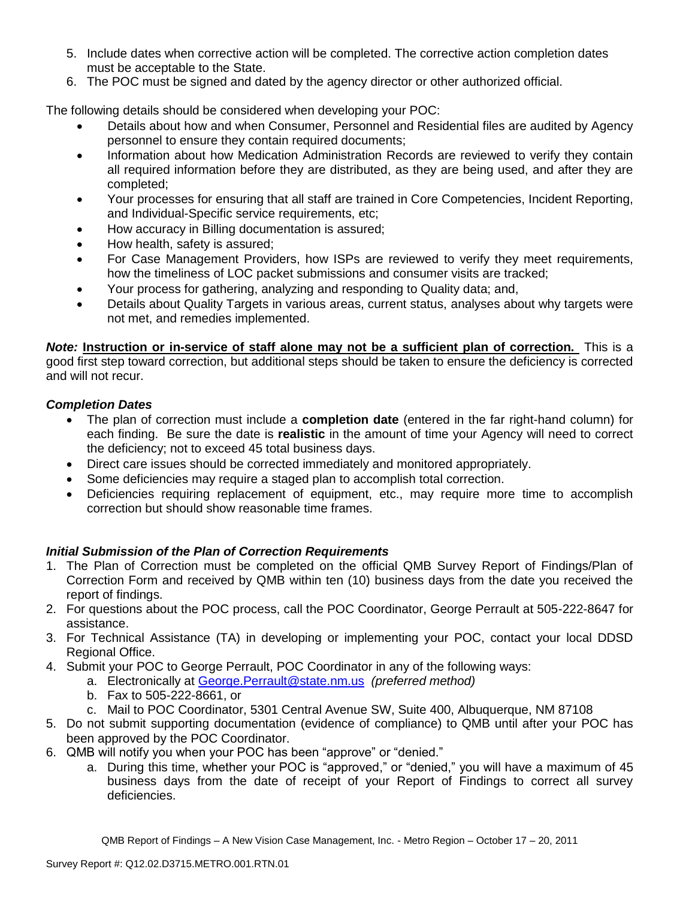5. Include dates when corrective action will be completed. The corrective action completion dates must be acceptable to the State.
6. The POC must be signed and dated by the agency director or other authorized official.

The following details should be considered when developing your POC:

- Details about how and when Consumer, Personnel and Residential files are audited by Agency personnel to ensure they contain required documents;
- Information about how Medication Administration Records are reviewed to verify they contain all required information before they are distributed, as they are being used, and after they are completed;
- Your processes for ensuring that all staff are trained in Core Competencies, Incident Reporting, and Individual-Specific service requirements, etc;
- How accuracy in Billing documentation is assured;
- How health, safety is assured;
- For Case Management Providers, how ISPs are reviewed to verify they meet requirements, how the timeliness of LOC packet submissions and consumer visits are tracked;
- Your process for gathering, analyzing and responding to Quality data; and,
- Details about Quality Targets in various areas, current status, analyses about why targets were not met, and remedies implemented.

***Note:*** **Instruction or in-service of staff alone may not be a sufficient plan of correction.** This is a good first step toward correction, but additional steps should be taken to ensure the deficiency is corrected and will not recur.

***Completion Dates***

- The plan of correction must include a **completion date** (entered in the far right-hand column) for each finding. Be sure the date is **realistic** in the amount of time your Agency will need to correct the deficiency; not to exceed 45 total business days.
- Direct care issues should be corrected immediately and monitored appropriately.
- Some deficiencies may require a staged plan to accomplish total correction.
- Deficiencies requiring replacement of equipment, etc., may require more time to accomplish correction but should show reasonable time frames.

***Initial Submission of the Plan of Correction Requirements***

1. The Plan of Correction must be completed on the official QMB Survey Report of Findings/Plan of Correction Form and received by QMB within ten (10) business days from the date you received the report of findings.
2. For questions about the POC process, call the POC Coordinator, George Perrault at 505-222-8647 for assistance.
3. For Technical Assistance (TA) in developing or implementing your POC, contact your local DDSD Regional Office.
4. Submit your POC to George Perrault, POC Coordinator in any of the following ways:
   a. Electronically at George.Perrault@state.nm.us *(preferred method)*
   b. Fax to 505-222-8661, or
   c. Mail to POC Coordinator, 5301 Central Avenue SW, Suite 400, Albuquerque, NM 87108
5. Do not submit supporting documentation (evidence of compliance) to QMB until after your POC has been approved by the POC Coordinator.
6. QMB will notify you when your POC has been "approve" or "denied."
   a. During this time, whether your POC is "approved," or "denied," you will have a maximum of 45 business days from the date of receipt of your Report of Findings to correct all survey deficiencies.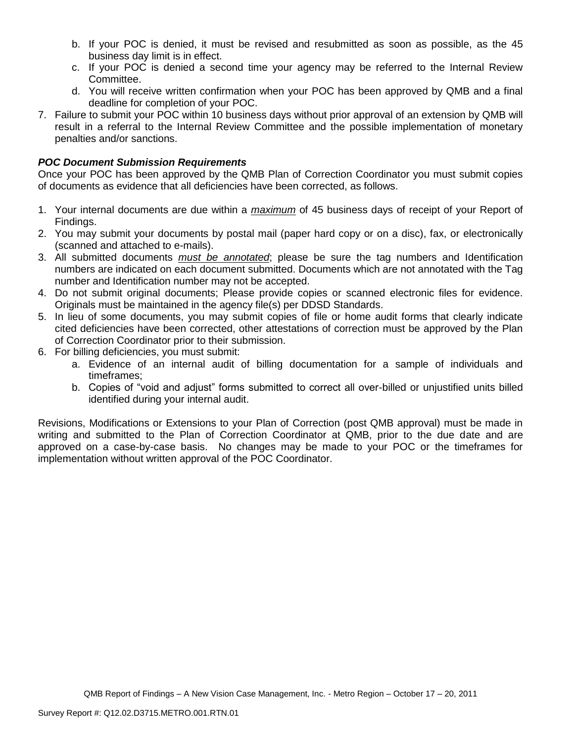b. If your POC is denied, it must be revised and resubmitted as soon as possible, as the 45 business day limit is in effect.
   c. If your POC is denied a second time your agency may be referred to the Internal Review Committee.
   d. You will receive written confirmation when your POC has been approved by QMB and a final deadline for completion of your POC.
7. Failure to submit your POC within 10 business days without prior approval of an extension by QMB will result in a referral to the Internal Review Committee and the possible implementation of monetary penalties and/or sanctions.

***POC Document Submission Requirements***

Once your POC has been approved by the QMB Plan of Correction Coordinator you must submit copies of documents as evidence that all deficiencies have been corrected, as follows.

1. Your internal documents are due within a *maximum* of 45 business days of receipt of your Report of Findings.
2. You may submit your documents by postal mail (paper hard copy or on a disc), fax, or electronically (scanned and attached to e-mails).
3. All submitted documents *must be annotated*; please be sure the tag numbers and Identification numbers are indicated on each document submitted. Documents which are not annotated with the Tag number and Identification number may not be accepted.
4. Do not submit original documents; Please provide copies or scanned electronic files for evidence. Originals must be maintained in the agency file(s) per DDSD Standards.
5. In lieu of some documents, you may submit copies of file or home audit forms that clearly indicate cited deficiencies have been corrected, other attestations of correction must be approved by the Plan of Correction Coordinator prior to their submission.
6. For billing deficiencies, you must submit:
   a. Evidence of an internal audit of billing documentation for a sample of individuals and timeframes;
   b. Copies of "void and adjust" forms submitted to correct all over-billed or unjustified units billed identified during your internal audit.

Revisions, Modifications or Extensions to your Plan of Correction (post QMB approval) must be made in writing and submitted to the Plan of Correction Coordinator at QMB, prior to the due date and are approved on a case-by-case basis. No changes may be made to your POC or the timeframes for implementation without written approval of the POC Coordinator.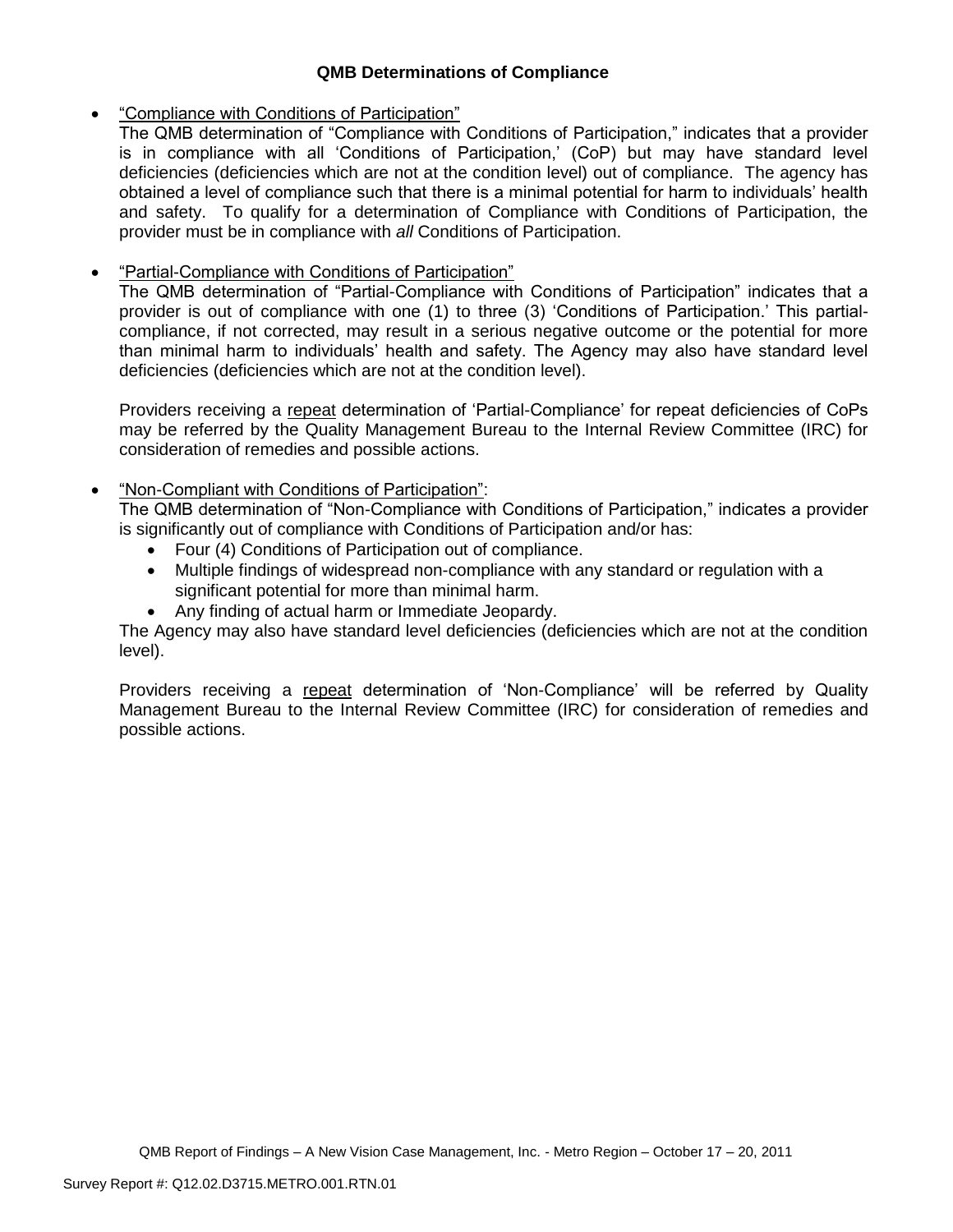**QMB Determinations of Compliance**

- "Compliance with Conditions of Participation"
  The QMB determination of "Compliance with Conditions of Participation," indicates that a provider is in compliance with all 'Conditions of Participation,' (CoP) but may have standard level deficiencies (deficiencies which are not at the condition level) out of compliance. The agency has obtained a level of compliance such that there is a minimal potential for harm to individuals' health and safety. To qualify for a determination of Compliance with Conditions of Participation, the provider must be in compliance with *all* Conditions of Participation.

- "Partial-Compliance with Conditions of Participation"
  The QMB determination of "Partial-Compliance with Conditions of Participation" indicates that a provider is out of compliance with one (1) to three (3) 'Conditions of Participation.' This partial-compliance, if not corrected, may result in a serious negative outcome or the potential for more than minimal harm to individuals' health and safety. The Agency may also have standard level deficiencies (deficiencies which are not at the condition level).

  Providers receiving a repeat determination of 'Partial-Compliance' for repeat deficiencies of CoPs may be referred by the Quality Management Bureau to the Internal Review Committee (IRC) for consideration of remedies and possible actions.

- "Non-Compliant with Conditions of Participation":
  The QMB determination of "Non-Compliance with Conditions of Participation," indicates a provider is significantly out of compliance with Conditions of Participation and/or has:
  - Four (4) Conditions of Participation out of compliance.
  - Multiple findings of widespread non-compliance with any standard or regulation with a significant potential for more than minimal harm.
  - Any finding of actual harm or Immediate Jeopardy.

  The Agency may also have standard level deficiencies (deficiencies which are not at the condition level).

  Providers receiving a repeat determination of 'Non-Compliance' will be referred by Quality Management Bureau to the Internal Review Committee (IRC) for consideration of remedies and possible actions.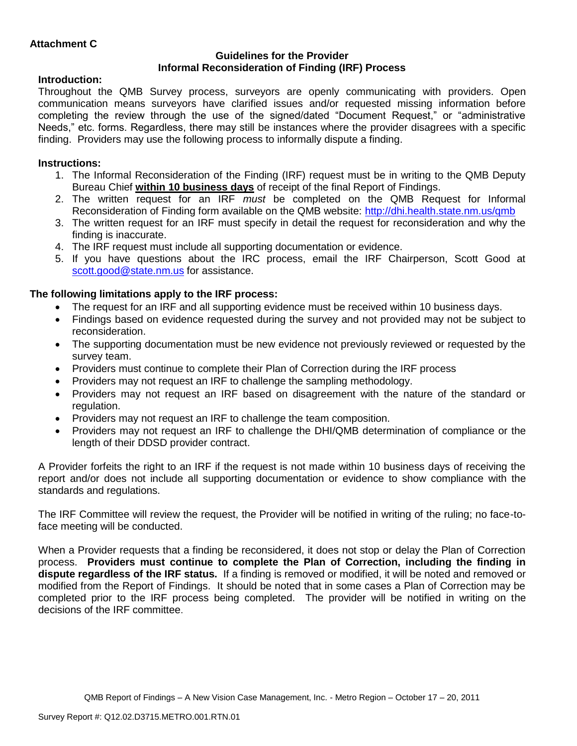**Attachment C**

**Guidelines for the Provider**
**Informal Reconsideration of Finding (IRF) Process**

**Introduction:**

Throughout the QMB Survey process, surveyors are openly communicating with providers. Open communication means surveyors have clarified issues and/or requested missing information before completing the review through the use of the signed/dated "Document Request," or "administrative Needs," etc. forms. Regardless, there may still be instances where the provider disagrees with a specific finding. Providers may use the following process to informally dispute a finding.

**Instructions:**

1. The Informal Reconsideration of the Finding (IRF) request must be in writing to the QMB Deputy Bureau Chief **<u>within 10 business days</u>** of receipt of the final Report of Findings.
2. The written request for an IRF *must* be completed on the QMB Request for Informal Reconsideration of Finding form available on the QMB website: [http://dhi.health.state.nm.us/qmb](http://dhi.health.state.nm.us/qmb)
3. The written request for an IRF must specify in detail the request for reconsideration and why the finding is inaccurate.
4. The IRF request must include all supporting documentation or evidence.
5. If you have questions about the IRC process, email the IRF Chairperson, Scott Good at [scott.good@state.nm.us](mailto:scott.good@state.nm.us) for assistance.

**The following limitations apply to the IRF process:**

- The request for an IRF and all supporting evidence must be received within 10 business days.
- Findings based on evidence requested during the survey and not provided may not be subject to reconsideration.
- The supporting documentation must be new evidence not previously reviewed or requested by the survey team.
- Providers must continue to complete their Plan of Correction during the IRF process
- Providers may not request an IRF to challenge the sampling methodology.
- Providers may not request an IRF based on disagreement with the nature of the standard or regulation.
- Providers may not request an IRF to challenge the team composition.
- Providers may not request an IRF to challenge the DHI/QMB determination of compliance or the length of their DDSD provider contract.

A Provider forfeits the right to an IRF if the request is not made within 10 business days of receiving the report and/or does not include all supporting documentation or evidence to show compliance with the standards and regulations.

The IRF Committee will review the request, the Provider will be notified in writing of the ruling; no face-to-face meeting will be conducted.

When a Provider requests that a finding be reconsidered, it does not stop or delay the Plan of Correction process. **Providers must continue to complete the Plan of Correction, including the finding in dispute regardless of the IRF status.** If a finding is removed or modified, it will be noted and removed or modified from the Report of Findings. It should be noted that in some cases a Plan of Correction may be completed prior to the IRF process being completed. The provider will be notified in writing on the decisions of the IRF committee.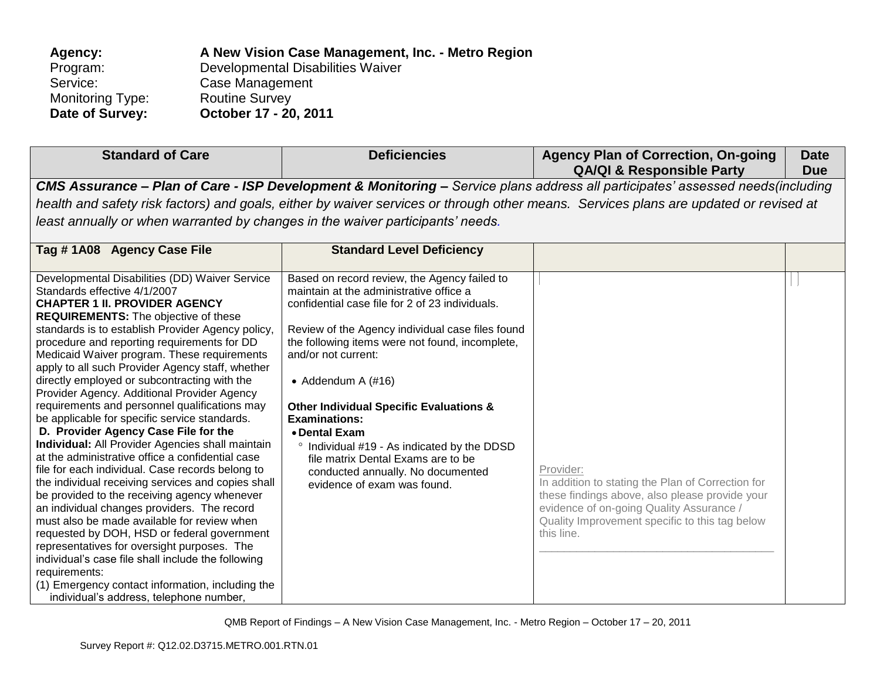**Agency:** **A New Vision Case Management, Inc. - Metro Region**
Program: Developmental Disabilities Waiver
Service: Case Management
Monitoring Type: Routine Survey
**Date of Survey:** **October 17 - 20, 2011**

| Standard of Care | Deficiencies | Agency Plan of Correction, On-going QA/QI & Responsible Party | Date Due |
|---|---|---|---|
| ***CMS Assurance – Plan of Care - ISP Development & Monitoring –*** *Service plans address all participates' assessed needs(including health and safety risk factors) and goals, either by waiver services or through other means. Services plans are updated or revised at least annually or when warranted by changes in the waiver participants' needs.* | | | |
| **Tag # 1A08 Agency Case File** | **Standard Level Deficiency** | | |
| Developmental Disabilities (DD) Waiver Service Standards effective 4/1/2007<br>**CHAPTER 1 II. PROVIDER AGENCY REQUIREMENTS:** The objective of these standards is to establish Provider Agency policy, procedure and reporting requirements for DD Medicaid Waiver program. These requirements apply to all such Provider Agency staff, whether directly employed or subcontracting with the Provider Agency. Additional Provider Agency requirements and personnel qualifications may be applicable for specific service standards.<br>**D. Provider Agency Case File for the Individual:** All Provider Agencies shall maintain at the administrative office a confidential case file for each individual. Case records belong to the individual receiving services and copies shall be provided to the receiving agency whenever an individual changes providers. The record must also be made available for review when requested by DOH, HSD or federal government representatives for oversight purposes. The individual's case file shall include the following requirements:<br>(1) Emergency contact information, including the individual's address, telephone number, | Based on record review, the Agency failed to maintain at the administrative office a confidential case file for 2 of 23 individuals.<br><br>Review of the Agency individual case files found the following items were not found, incomplete, and/or not current:<br><br>• Addendum A (#16)<br><br>**Other Individual Specific Evaluations & Examinations:**<br>• **Dental Exam**<br>° Individual #19 - As indicated by the DDSD file matrix Dental Exams are to be conducted annually. No documented evidence of exam was found. | Provider:<br>In addition to stating the Plan of Correction for these findings above, also please provide your evidence of on-going Quality Assurance / Quality Improvement specific to this tag below this line.<br>______________________________________ | |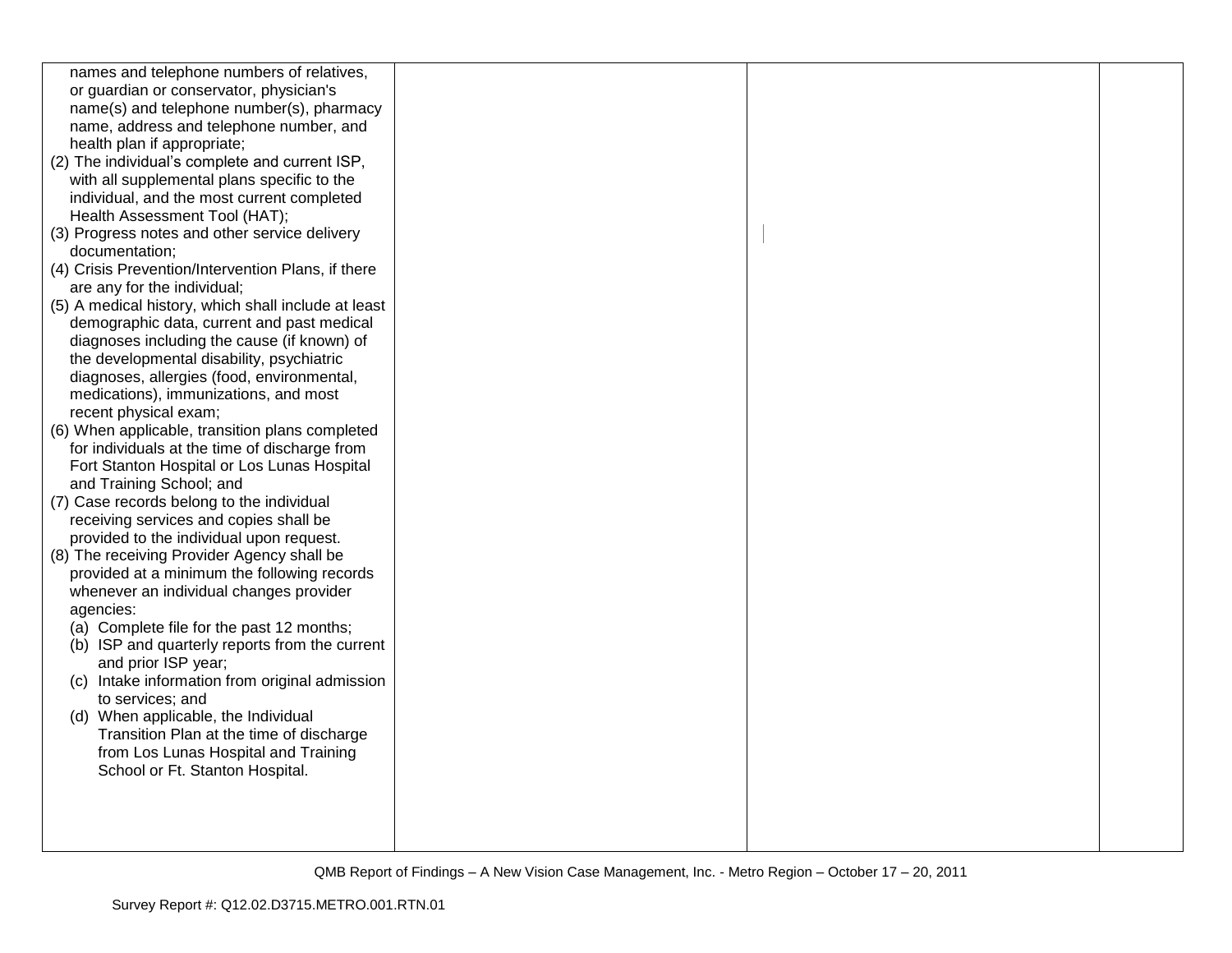| | | | |
|---|---|---|---|
| names and telephone numbers of relatives, or guardian or conservator, physician's name(s) and telephone number(s), pharmacy name, address and telephone number, and health plan if appropriate;<br>(2) The individual's complete and current ISP, with all supplemental plans specific to the individual, and the most current completed Health Assessment Tool (HAT);<br>(3) Progress notes and other service delivery documentation;<br>(4) Crisis Prevention/Intervention Plans, if there are any for the individual;<br>(5) A medical history, which shall include at least demographic data, current and past medical diagnoses including the cause (if known) of the developmental disability, psychiatric diagnoses, allergies (food, environmental, medications), immunizations, and most recent physical exam;<br>(6) When applicable, transition plans completed for individuals at the time of discharge from Fort Stanton Hospital or Los Lunas Hospital and Training School; and<br>(7) Case records belong to the individual receiving services and copies shall be provided to the individual upon request.<br>(8) The receiving Provider Agency shall be provided at a minimum the following records whenever an individual changes provider agencies:<br>(a) Complete file for the past 12 months;<br>(b) ISP and quarterly reports from the current and prior ISP year;<br>(c) Intake information from original admission to services; and<br>(d) When applicable, the Individual Transition Plan at the time of discharge from Los Lunas Hospital and Training School or Ft. Stanton Hospital. | | | |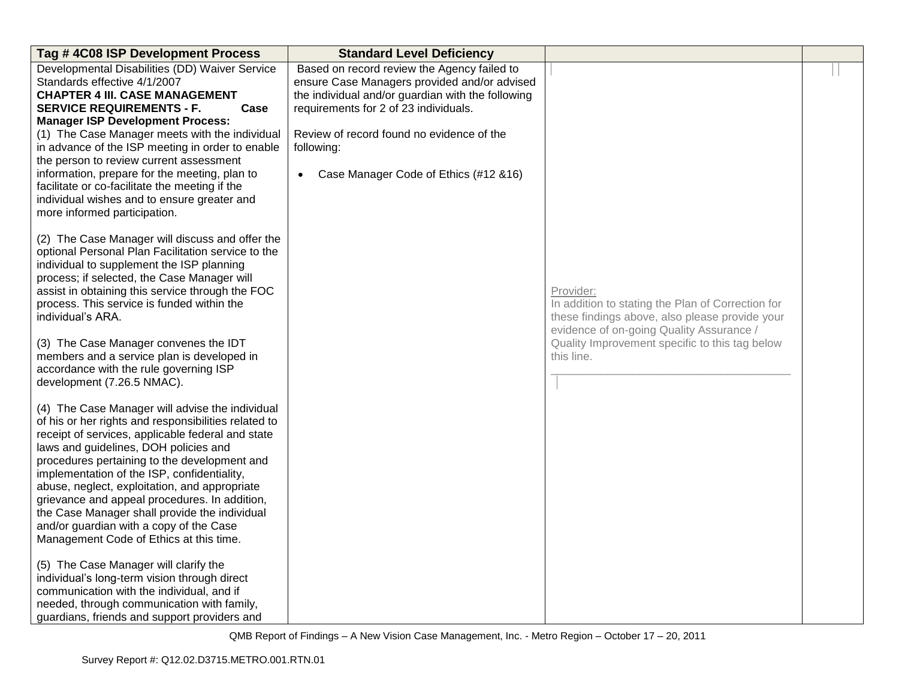| Tag # 4C08 ISP Development Process | Standard Level Deficiency | | |
|---|---|---|---|
| Developmental Disabilities (DD) Waiver Service Standards effective 4/1/2007<br>**CHAPTER 4 III. CASE MANAGEMENT SERVICE REQUIREMENTS - F. Case Manager ISP Development Process:**<br>(1) The Case Manager meets with the individual in advance of the ISP meeting in order to enable the person to review current assessment information, prepare for the meeting, plan to facilitate or co-facilitate the meeting if the individual wishes and to ensure greater and more informed participation.<br><br>(2) The Case Manager will discuss and offer the optional Personal Plan Facilitation service to the individual to supplement the ISP planning process; if selected, the Case Manager will assist in obtaining this service through the FOC process. This service is funded within the individual's ARA.<br><br>(3) The Case Manager convenes the IDT members and a service plan is developed in accordance with the rule governing ISP development (7.26.5 NMAC).<br><br>(4) The Case Manager will advise the individual of his or her rights and responsibilities related to receipt of services, applicable federal and state laws and guidelines, DOH policies and procedures pertaining to the development and implementation of the ISP, confidentiality, abuse, neglect, exploitation, and appropriate grievance and appeal procedures. In addition, the Case Manager shall provide the individual and/or guardian with a copy of the Case Management Code of Ethics at this time.<br><br>(5) The Case Manager will clarify the individual's long-term vision through direct communication with the individual, and if needed, through communication with family, guardians, friends and support providers and | Based on record review the Agency failed to ensure Case Managers provided and/or advised the individual and/or guardian with the following requirements for 2 of 23 individuals.<br><br>Review of record found no evidence of the following:<br><br>• Case Manager Code of Ethics (#12 &16) | Provider:<br>In addition to stating the Plan of Correction for these findings above, also please provide your evidence of on-going Quality Assurance / Quality Improvement specific to this tag below this line.<br>______________________________________ | |

QMB Report of Findings – A New Vision Case Management, Inc. - Metro Region – October 17 – 20, 2011

Survey Report #: Q12.02.D3715.METRO.001.RTN.01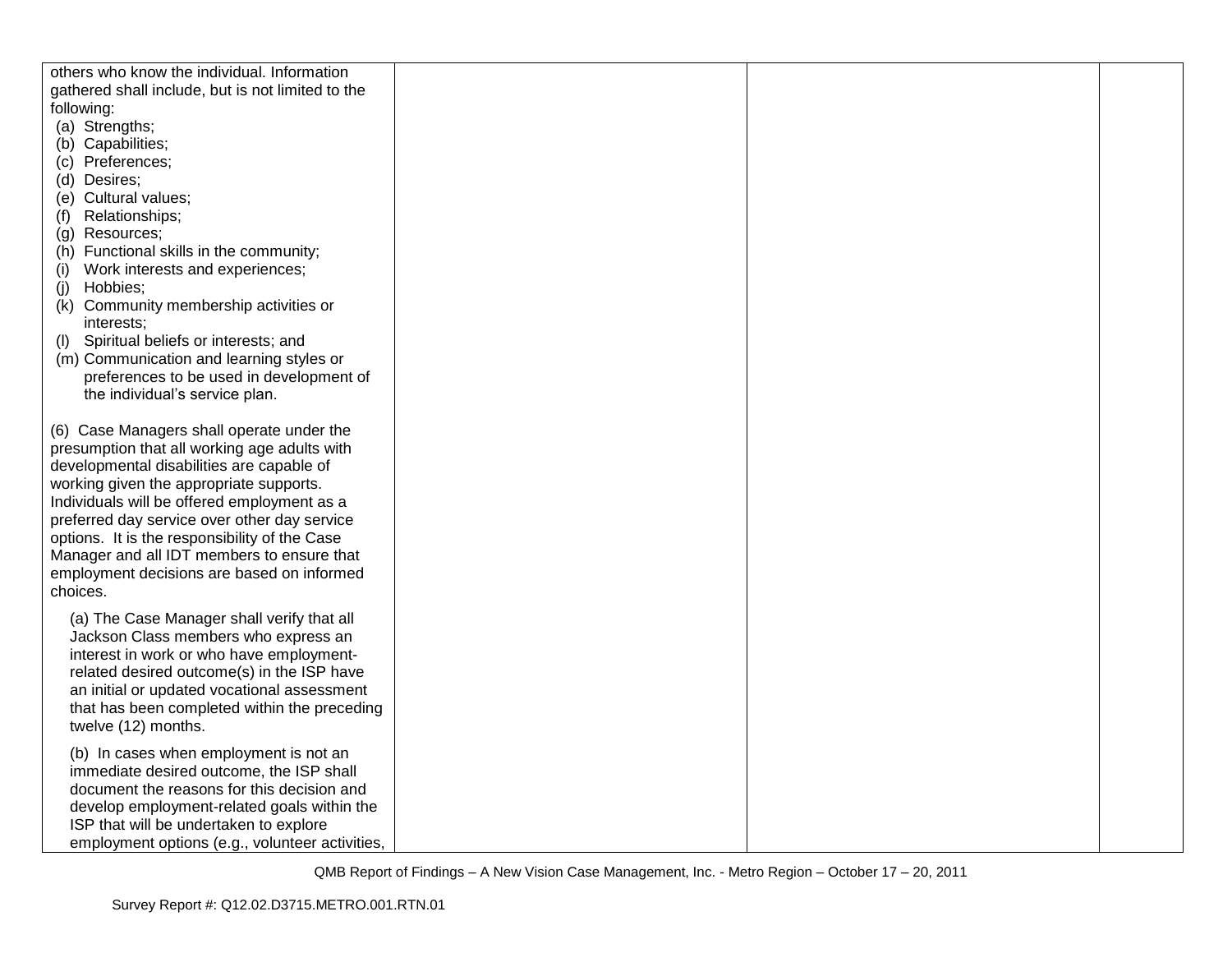| | | | |
|---|---|---|---|
| others who know the individual. Information gathered shall include, but is not limited to the following:<br>(a) Strengths;<br>(b) Capabilities;<br>(c) Preferences;<br>(d) Desires;<br>(e) Cultural values;<br>(f) Relationships;<br>(g) Resources;<br>(h) Functional skills in the community;<br>(i) Work interests and experiences;<br>(j) Hobbies;<br>(k) Community membership activities or interests;<br>(l) Spiritual beliefs or interests; and<br>(m) Communication and learning styles or preferences to be used in development of the individual's service plan.<br><br>(6) Case Managers shall operate under the presumption that all working age adults with developmental disabilities are capable of working given the appropriate supports. Individuals will be offered employment as a preferred day service over other day service options. It is the responsibility of the Case Manager and all IDT members to ensure that employment decisions are based on informed choices.<br><br>(a) The Case Manager shall verify that all Jackson Class members who express an interest in work or who have employment-related desired outcome(s) in the ISP have an initial or updated vocational assessment that has been completed within the preceding twelve (12) months.<br><br>(b) In cases when employment is not an immediate desired outcome, the ISP shall document the reasons for this decision and develop employment-related goals within the ISP that will be undertaken to explore employment options (e.g., volunteer activities, | | | |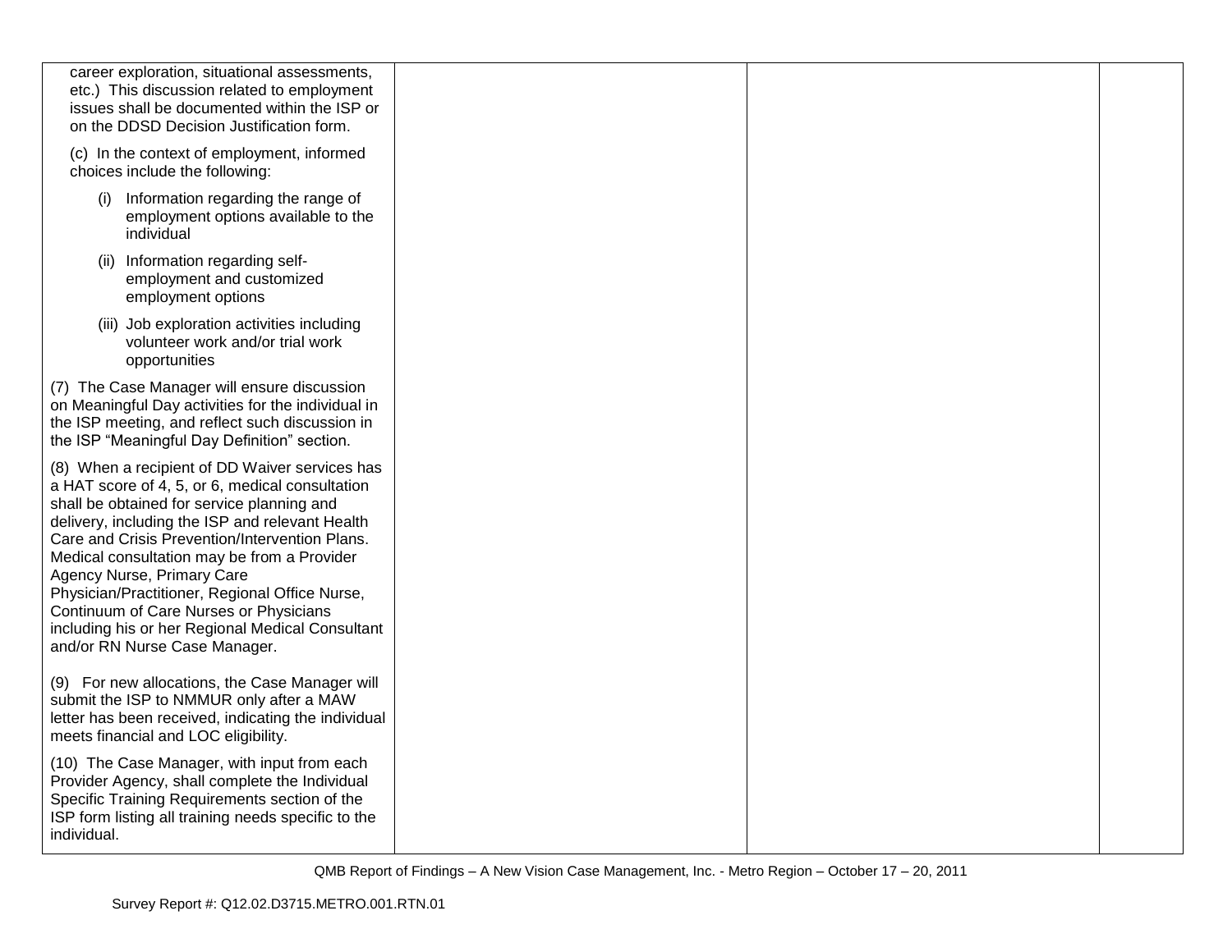| | | | |
|---|---|---|---|
| career exploration, situational assessments, etc.) This discussion related to employment issues shall be documented within the ISP or on the DDSD Decision Justification form.<br><br>(c) In the context of employment, informed choices include the following:<br><br>(i) Information regarding the range of employment options available to the individual<br><br>(ii) Information regarding self-employment and customized employment options<br><br>(iii) Job exploration activities including volunteer work and/or trial work opportunities<br><br>(7) The Case Manager will ensure discussion on Meaningful Day activities for the individual in the ISP meeting, and reflect such discussion in the ISP "Meaningful Day Definition" section.<br><br>(8) When a recipient of DD Waiver services has a HAT score of 4, 5, or 6, medical consultation shall be obtained for service planning and delivery, including the ISP and relevant Health Care and Crisis Prevention/Intervention Plans. Medical consultation may be from a Provider Agency Nurse, Primary Care Physician/Practitioner, Regional Office Nurse, Continuum of Care Nurses or Physicians including his or her Regional Medical Consultant and/or RN Nurse Case Manager.<br><br>(9) For new allocations, the Case Manager will submit the ISP to NMMUR only after a MAW letter has been received, indicating the individual meets financial and LOC eligibility.<br><br>(10) The Case Manager, with input from each Provider Agency, shall complete the Individual Specific Training Requirements section of the ISP form listing all training needs specific to the individual. | | | |

QMB Report of Findings – A New Vision Case Management, Inc. - Metro Region – October 17 – 20, 2011

Survey Report #: Q12.02.D3715.METRO.001.RTN.01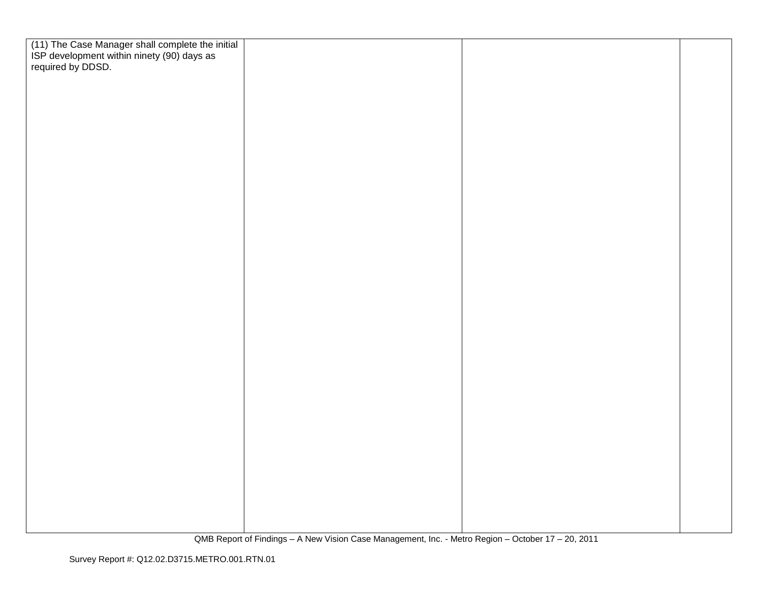| | | | |
|---|---|---|---|
| (11) The Case Manager shall complete the initial ISP development within ninety (90) days as required by DDSD. | | | |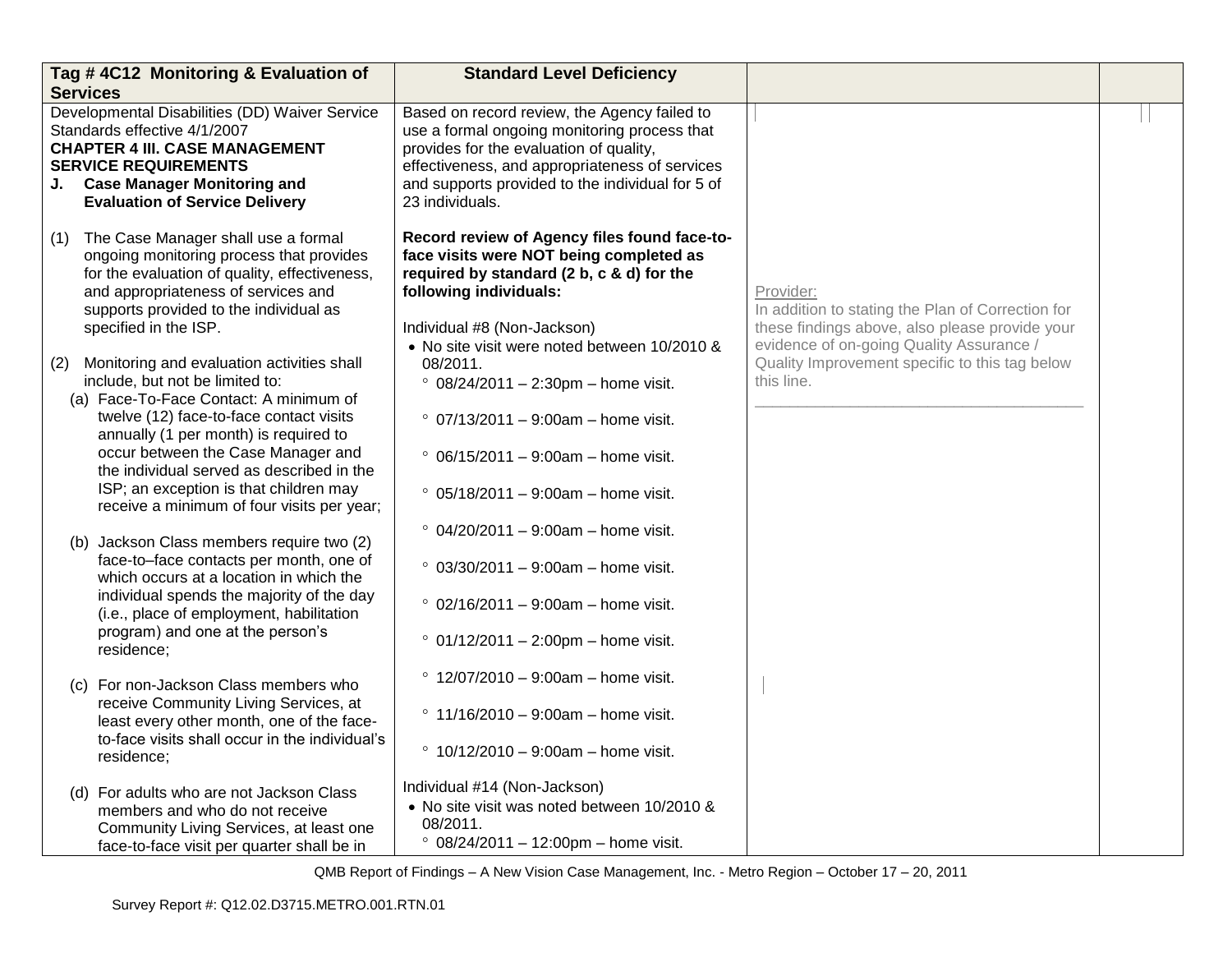| Tag # 4C12 Monitoring & Evaluation of Services | Standard Level Deficiency | | |
|---|---|---|---|
| Developmental Disabilities (DD) Waiver Service Standards effective 4/1/2007<br>**CHAPTER 4 III. CASE MANAGEMENT SERVICE REQUIREMENTS**<br>**J. Case Manager Monitoring and Evaluation of Service Delivery**<br><br>(1) The Case Manager shall use a formal ongoing monitoring process that provides for the evaluation of quality, effectiveness, and appropriateness of services and supports provided to the individual as specified in the ISP.<br><br>(2) Monitoring and evaluation activities shall include, but not be limited to:<br>(a) Face-To-Face Contact: A minimum of twelve (12) face-to-face contact visits annually (1 per month) is required to occur between the Case Manager and the individual served as described in the ISP; an exception is that children may receive a minimum of four visits per year;<br><br>(b) Jackson Class members require two (2) face-to–face contacts per month, one of which occurs at a location in which the individual spends the majority of the day (i.e., place of employment, habilitation program) and one at the person's residence;<br><br>(c) For non-Jackson Class members who receive Community Living Services, at least every other month, one of the face-to-face visits shall occur in the individual's residence;<br><br>(d) For adults who are not Jackson Class members and who do not receive Community Living Services, at least one face-to-face visit per quarter shall be in | Based on record review, the Agency failed to use a formal ongoing monitoring process that provides for the evaluation of quality, effectiveness, and appropriateness of services and supports provided to the individual for 5 of 23 individuals.<br><br>**Record review of Agency files found face-to-face visits were NOT being completed as required by standard (2 b, c & d) for the following individuals:**<br><br>Individual #8 (Non-Jackson)<br>• No site visit were noted between 10/2010 & 08/2011.<br>° 08/24/2011 – 2:30pm – home visit.<br>° 07/13/2011 – 9:00am – home visit.<br>° 06/15/2011 – 9:00am – home visit.<br>° 05/18/2011 – 9:00am – home visit.<br>° 04/20/2011 – 9:00am – home visit.<br>° 03/30/2011 – 9:00am – home visit.<br>° 02/16/2011 – 9:00am – home visit.<br>° 01/12/2011 – 2:00pm – home visit.<br>° 12/07/2010 – 9:00am – home visit.<br>° 11/16/2010 – 9:00am – home visit.<br>° 10/12/2010 – 9:00am – home visit.<br><br>Individual #14 (Non-Jackson)<br>• No site visit was noted between 10/2010 & 08/2011.<br>° 08/24/2011 – 12:00pm – home visit. | Provider:<br>In addition to stating the Plan of Correction for these findings above, also please provide your evidence of on-going Quality Assurance / Quality Improvement specific to this tag below this line.<br>\_\_\_\_\_\_\_\_\_\_\_\_\_\_\_\_\_\_\_\_\_\_\_\_\_\_\_\_\_\_\_\_\_\_\_\_\_\_ | |

QMB Report of Findings – A New Vision Case Management, Inc. - Metro Region – October 17 – 20, 2011

Survey Report #: Q12.02.D3715.METRO.001.RTN.01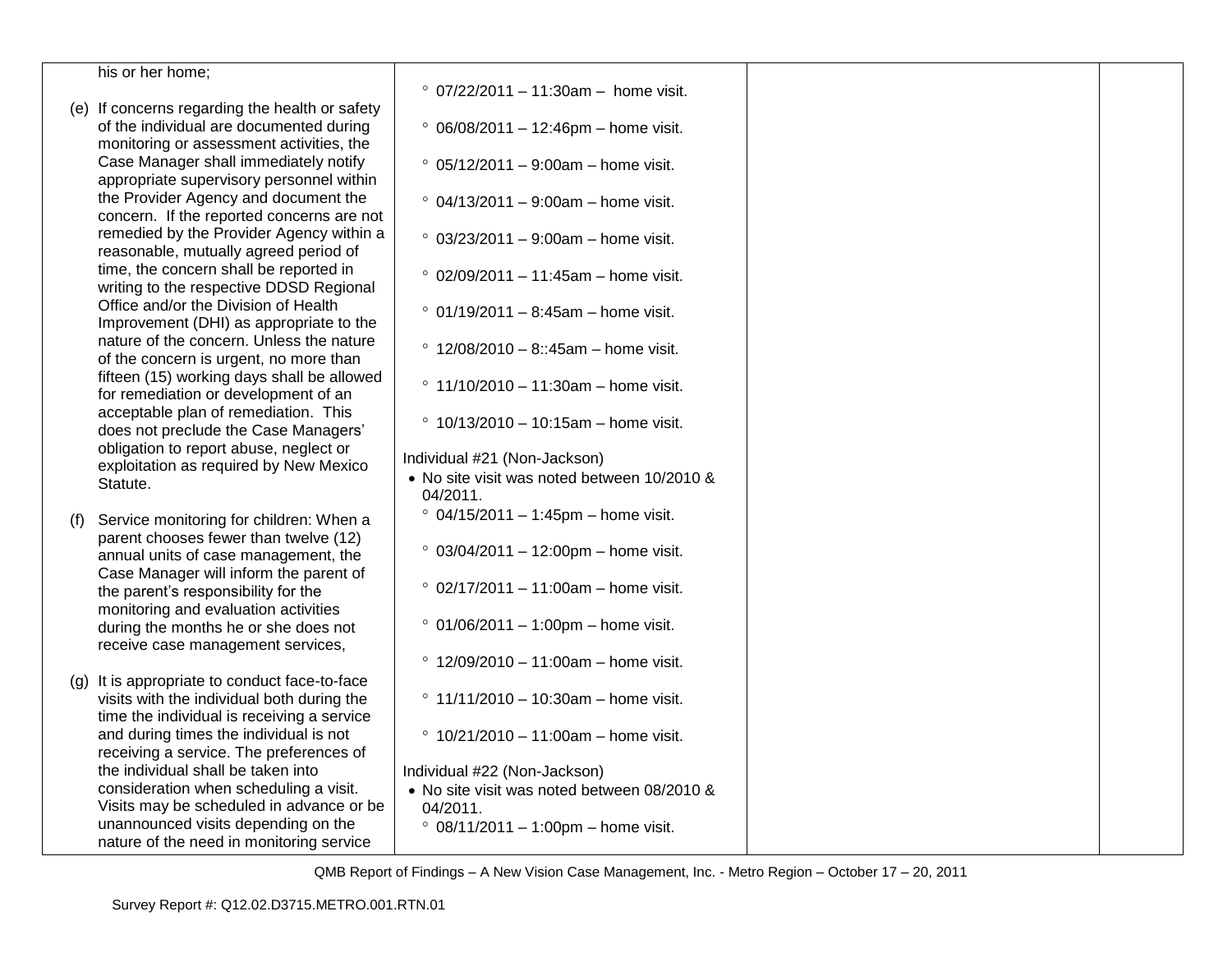| | | | |
|---|---|---|---|
| his or her home;<br><br>(e) If concerns regarding the health or safety of the individual are documented during monitoring or assessment activities, the Case Manager shall immediately notify appropriate supervisory personnel within the Provider Agency and document the concern. If the reported concerns are not remedied by the Provider Agency within a reasonable, mutually agreed period of time, the concern shall be reported in writing to the respective DDSD Regional Office and/or the Division of Health Improvement (DHI) as appropriate to the nature of the concern. Unless the nature of the concern is urgent, no more than fifteen (15) working days shall be allowed for remediation or development of an acceptable plan of remediation. This does not preclude the Case Managers' obligation to report abuse, neglect or exploitation as required by New Mexico Statute.<br><br>(f) Service monitoring for children: When a parent chooses fewer than twelve (12) annual units of case management, the Case Manager will inform the parent of the parent's responsibility for the monitoring and evaluation activities during the months he or she does not receive case management services,<br><br>(g) It is appropriate to conduct face-to-face visits with the individual both during the time the individual is receiving a service and during times the individual is not receiving a service. The preferences of the individual shall be taken into consideration when scheduling a visit. Visits may be scheduled in advance or be unannounced visits depending on the nature of the need in monitoring service | ° 07/22/2011 – 11:30am – home visit.<br><br>° 06/08/2011 – 12:46pm – home visit.<br><br>° 05/12/2011 – 9:00am – home visit.<br><br>° 04/13/2011 – 9:00am – home visit.<br><br>° 03/23/2011 – 9:00am – home visit.<br><br>° 02/09/2011 – 11:45am – home visit.<br><br>° 01/19/2011 – 8:45am – home visit.<br><br>° 12/08/2010 – 8::45am – home visit.<br><br>° 11/10/2010 – 11:30am – home visit.<br><br>° 10/13/2010 – 10:15am – home visit.<br><br>Individual #21 (Non-Jackson)<br>• No site visit was noted between 10/2010 & 04/2011.<br>° 04/15/2011 – 1:45pm – home visit.<br><br>° 03/04/2011 – 12:00pm – home visit.<br><br>° 02/17/2011 – 11:00am – home visit.<br><br>° 01/06/2011 – 1:00pm – home visit.<br><br>° 12/09/2010 – 11:00am – home visit.<br><br>° 11/11/2010 – 10:30am – home visit.<br><br>° 10/21/2010 – 11:00am – home visit.<br><br>Individual #22 (Non-Jackson)<br>• No site visit was noted between 08/2010 & 04/2011.<br>° 08/11/2011 – 1:00pm – home visit. | | |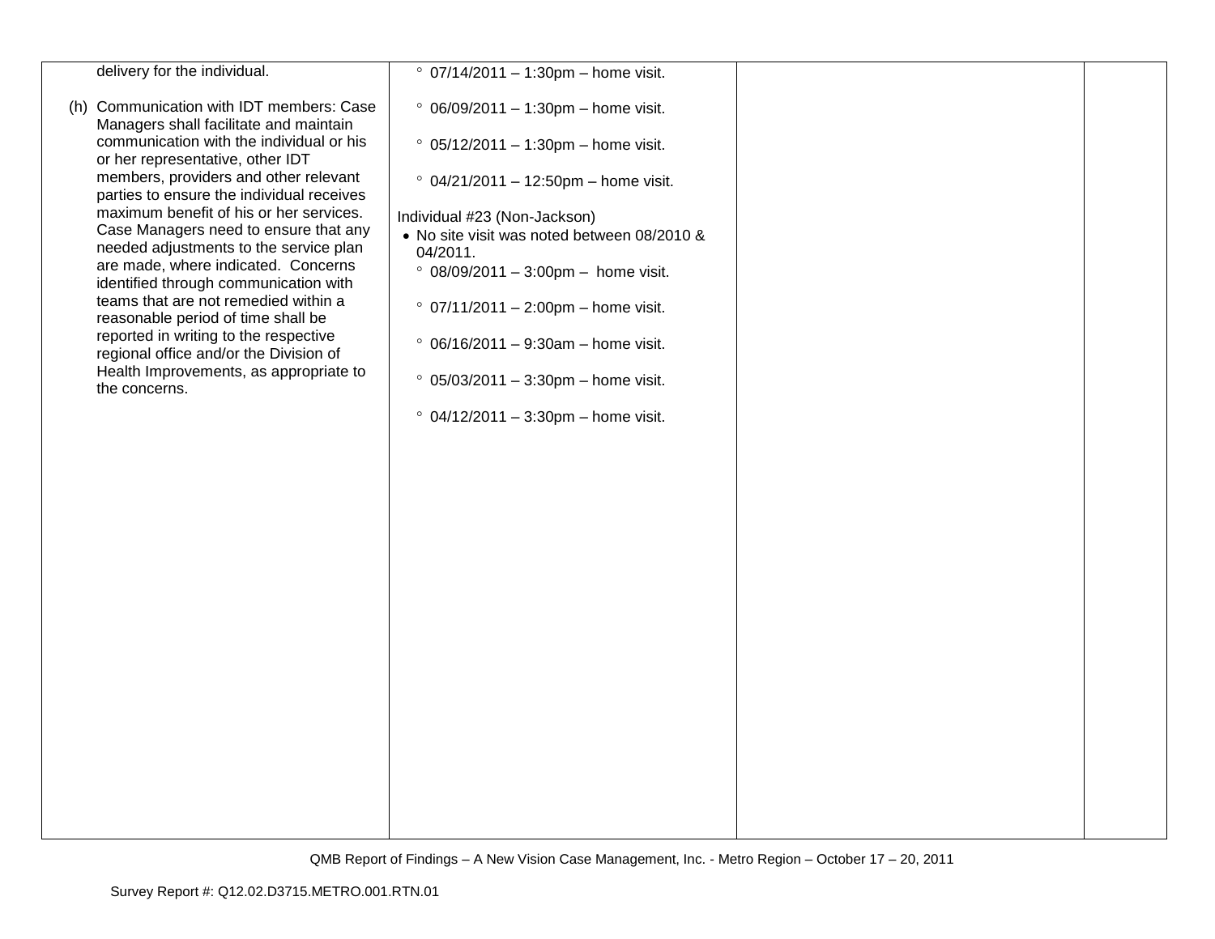| | | | |
|---|---|---|---|
| delivery for the individual.<br><br>(h) Communication with IDT members: Case Managers shall facilitate and maintain communication with the individual or his or her representative, other IDT members, providers and other relevant parties to ensure the individual receives maximum benefit of his or her services. Case Managers need to ensure that any needed adjustments to the service plan are made, where indicated. Concerns identified through communication with teams that are not remedied within a reasonable period of time shall be reported in writing to the respective regional office and/or the Division of Health Improvements, as appropriate to the concerns. | ◦ 07/14/2011 – 1:30pm – home visit.<br><br>◦ 06/09/2011 – 1:30pm – home visit.<br><br>◦ 05/12/2011 – 1:30pm – home visit.<br><br>◦ 04/21/2011 – 12:50pm – home visit.<br><br>Individual #23 (Non-Jackson)<br>• No site visit was noted between 08/2010 & 04/2011.<br>◦ 08/09/2011 – 3:00pm – home visit.<br><br>◦ 07/11/2011 – 2:00pm – home visit.<br><br>◦ 06/16/2011 – 9:30am – home visit.<br><br>◦ 05/03/2011 – 3:30pm – home visit.<br><br>◦ 04/12/2011 – 3:30pm – home visit. | | |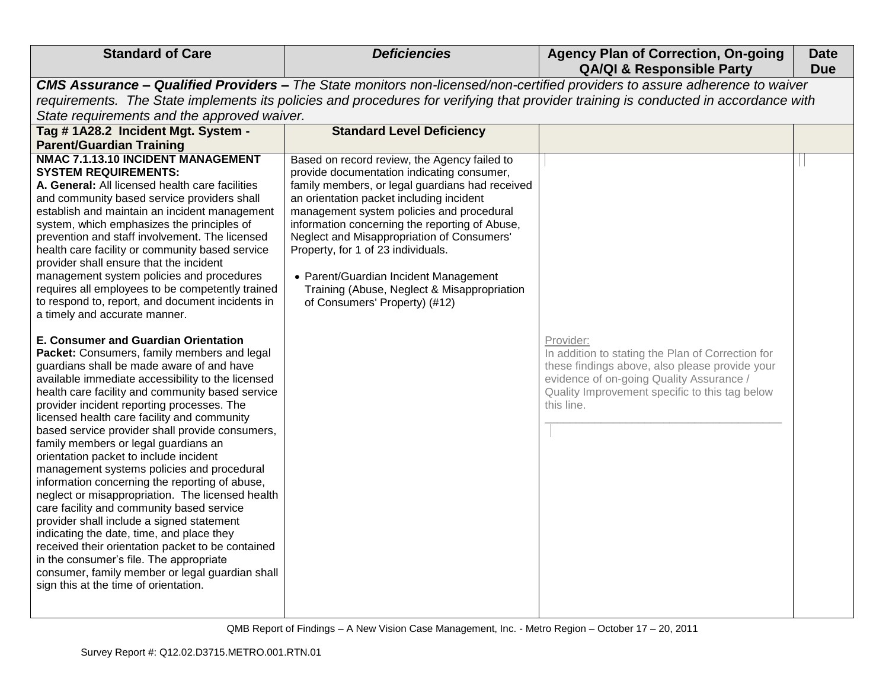| Standard of Care | *Deficiencies* | Agency Plan of Correction, On-going QA/QI & Responsible Party | Date Due |
|---|---|---|---|
| ***CMS Assurance – Qualified Providers –*** *The State monitors non-licensed/non-certified providers to assure adherence to waiver requirements. The State implements its policies and procedures for verifying that provider training is conducted in accordance with State requirements and the approved waiver.* | | | |
| **Tag # 1A28.2 Incident Mgt. System - Parent/Guardian Training** | **Standard Level Deficiency** | | |
| **NMAC 7.1.13.10 INCIDENT MANAGEMENT SYSTEM REQUIREMENTS:**<br>**A. General:** All licensed health care facilities and community based service providers shall establish and maintain an incident management system, which emphasizes the principles of prevention and staff involvement. The licensed health care facility or community based service provider shall ensure that the incident management system policies and procedures requires all employees to be competently trained to respond to, report, and document incidents in a timely and accurate manner.<br><br>**E. Consumer and Guardian Orientation Packet:** Consumers, family members and legal guardians shall be made aware of and have available immediate accessibility to the licensed health care facility and community based service provider incident reporting processes. The licensed health care facility and community based service provider shall provide consumers, family members or legal guardians an orientation packet to include incident management systems policies and procedural information concerning the reporting of abuse, neglect or misappropriation. The licensed health care facility and community based service provider shall include a signed statement indicating the date, time, and place they received their orientation packet to be contained in the consumer's file. The appropriate consumer, family member or legal guardian shall sign this at the time of orientation. | Based on record review, the Agency failed to provide documentation indicating consumer, family members, or legal guardians had received an orientation packet including incident management system policies and procedural information concerning the reporting of Abuse, Neglect and Misappropriation of Consumers' Property, for 1 of 23 individuals.<br><br>• Parent/Guardian Incident Management Training (Abuse, Neglect & Misappropriation of Consumers' Property) (#12) | Provider:<br>In addition to stating the Plan of Correction for these findings above, also please provide your evidence of on-going Quality Assurance / Quality Improvement specific to this tag below this line.<br>______________________________________ | |

QMB Report of Findings – A New Vision Case Management, Inc. - Metro Region – October 17 – 20, 2011

Survey Report #: Q12.02.D3715.METRO.001.RTN.01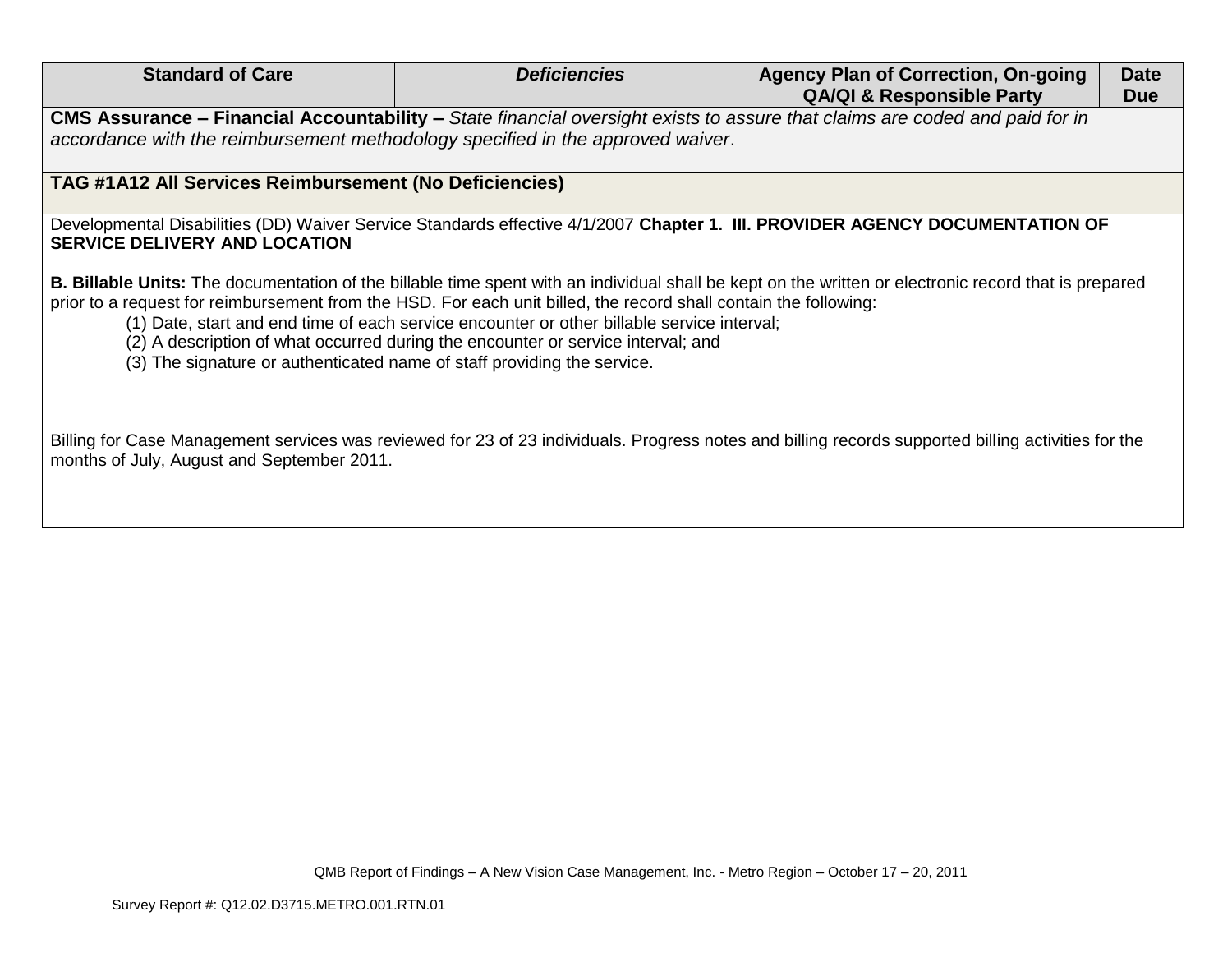| Standard of Care | *Deficiencies* | Agency Plan of Correction, On-going QA/QI & Responsible Party | Date Due |
|---|---|---|---|
| **CMS Assurance – Financial Accountability –** *State financial oversight exists to assure that claims are coded and paid for in accordance with the reimbursement methodology specified in the approved waiver*. | | | |
| **TAG #1A12 All Services Reimbursement (No Deficiencies)** | | | |
| Developmental Disabilities (DD) Waiver Service Standards effective 4/1/2007 **Chapter 1. III. PROVIDER AGENCY DOCUMENTATION OF SERVICE DELIVERY AND LOCATION**<br><br>**B. Billable Units:** The documentation of the billable time spent with an individual shall be kept on the written or electronic record that is prepared prior to a request for reimbursement from the HSD. For each unit billed, the record shall contain the following:<br>(1) Date, start and end time of each service encounter or other billable service interval;<br>(2) A description of what occurred during the encounter or service interval; and<br>(3) The signature or authenticated name of staff providing the service.<br><br>Billing for Case Management services was reviewed for 23 of 23 individuals. Progress notes and billing records supported billing activities for the months of July, August and September 2011. | | | |

QMB Report of Findings – A New Vision Case Management, Inc. - Metro Region – October 17 – 20, 2011

Survey Report #: Q12.02.D3715.METRO.001.RTN.01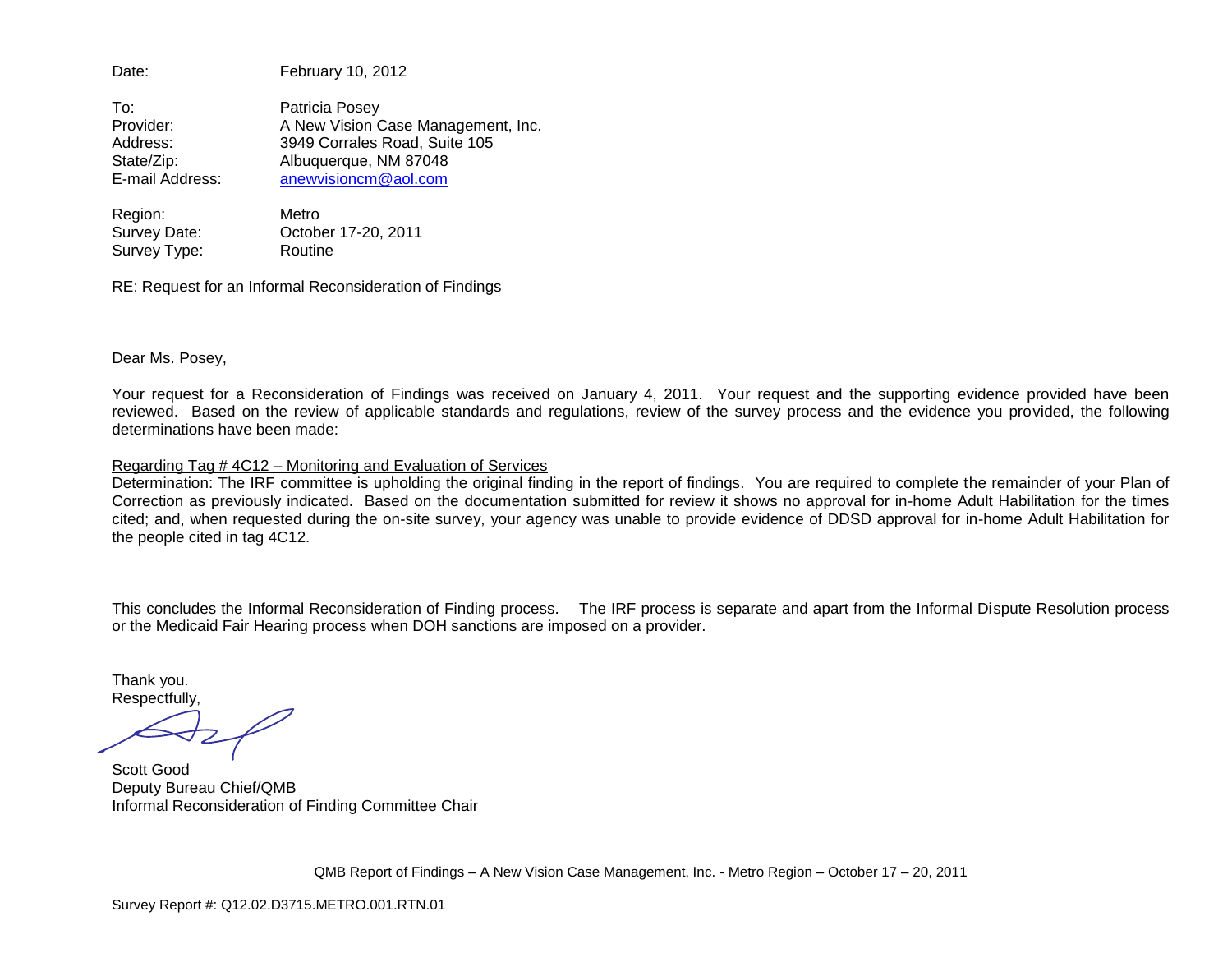Date: February 10, 2012

To: Patricia Posey
Provider: A New Vision Case Management, Inc.
Address: 3949 Corrales Road, Suite 105
State/Zip: Albuquerque, NM 87048
E-mail Address: anewvisioncm@aol.com

Region: Metro
Survey Date: October 17-20, 2011
Survey Type: Routine

RE: Request for an Informal Reconsideration of Findings

Dear Ms. Posey,

Your request for a Reconsideration of Findings was received on January 4, 2011. Your request and the supporting evidence provided have been reviewed. Based on the review of applicable standards and regulations, review of the survey process and the evidence you provided, the following determinations have been made:

Regarding Tag # 4C12 – Monitoring and Evaluation of Services
Determination: The IRF committee is upholding the original finding in the report of findings. You are required to complete the remainder of your Plan of Correction as previously indicated. Based on the documentation submitted for review it shows no approval for in-home Adult Habilitation for the times cited; and, when requested during the on-site survey, your agency was unable to provide evidence of DDSD approval for in-home Adult Habilitation for the people cited in tag 4C12.

This concludes the Informal Reconsideration of Finding process. The IRF process is separate and apart from the Informal Dispute Resolution process or the Medicaid Fair Hearing process when DOH sanctions are imposed on a provider.

Thank you.
Respectfully,

Scott Good
Deputy Bureau Chief/QMB
Informal Reconsideration of Finding Committee Chair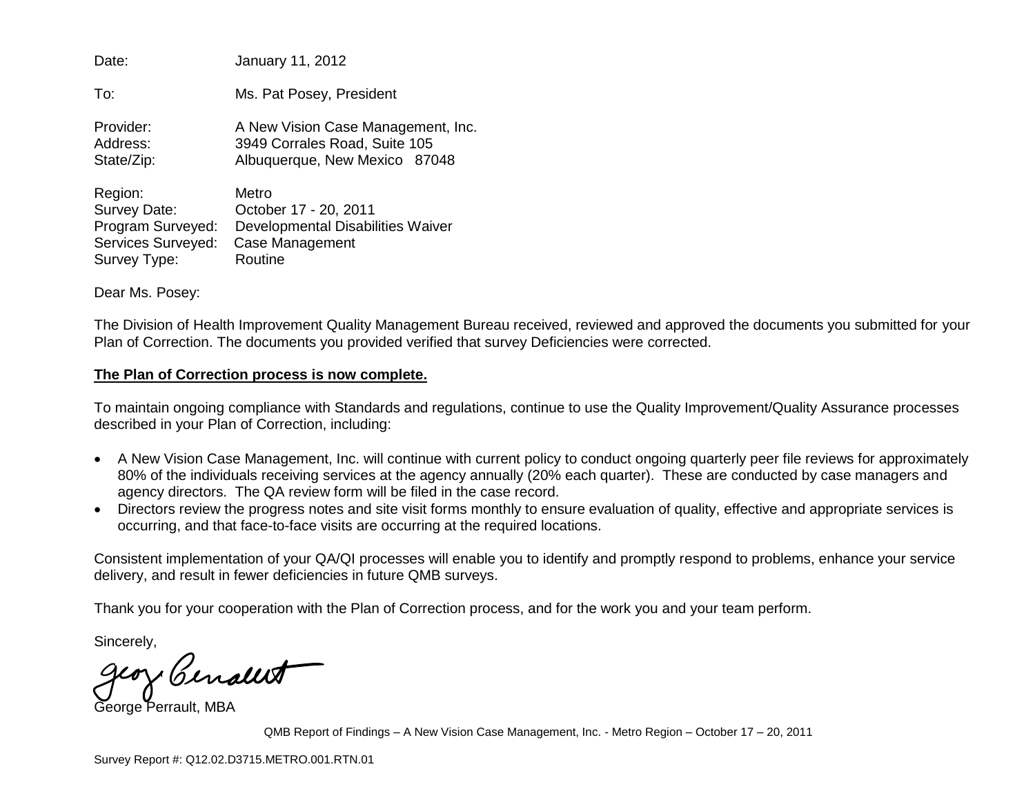Date: January 11, 2012

To: Ms. Pat Posey, President

Provider: A New Vision Case Management, Inc.
Address: 3949 Corrales Road, Suite 105
State/Zip: Albuquerque, New Mexico 87048

Region: Metro
Survey Date: October 17 - 20, 2011
Program Surveyed: Developmental Disabilities Waiver
Services Surveyed: Case Management
Survey Type: Routine

Dear Ms. Posey:

The Division of Health Improvement Quality Management Bureau received, reviewed and approved the documents you submitted for your Plan of Correction. The documents you provided verified that survey Deficiencies were corrected.

**The Plan of Correction process is now complete.**

To maintain ongoing compliance with Standards and regulations, continue to use the Quality Improvement/Quality Assurance processes described in your Plan of Correction, including:

- A New Vision Case Management, Inc. will continue with current policy to conduct ongoing quarterly peer file reviews for approximately 80% of the individuals receiving services at the agency annually (20% each quarter). These are conducted by case managers and agency directors. The QA review form will be filed in the case record.
- Directors review the progress notes and site visit forms monthly to ensure evaluation of quality, effective and appropriate services is occurring, and that face-to-face visits are occurring at the required locations.

Consistent implementation of your QA/QI processes will enable you to identify and promptly respond to problems, enhance your service delivery, and result in fewer deficiencies in future QMB surveys.

Thank you for your cooperation with the Plan of Correction process, and for the work you and your team perform.

Sincerely,

George Perrault, MBA

QMB Report of Findings – A New Vision Case Management, Inc. - Metro Region – October 17 – 20, 2011

Survey Report #: Q12.02.D3715.METRO.001.RTN.01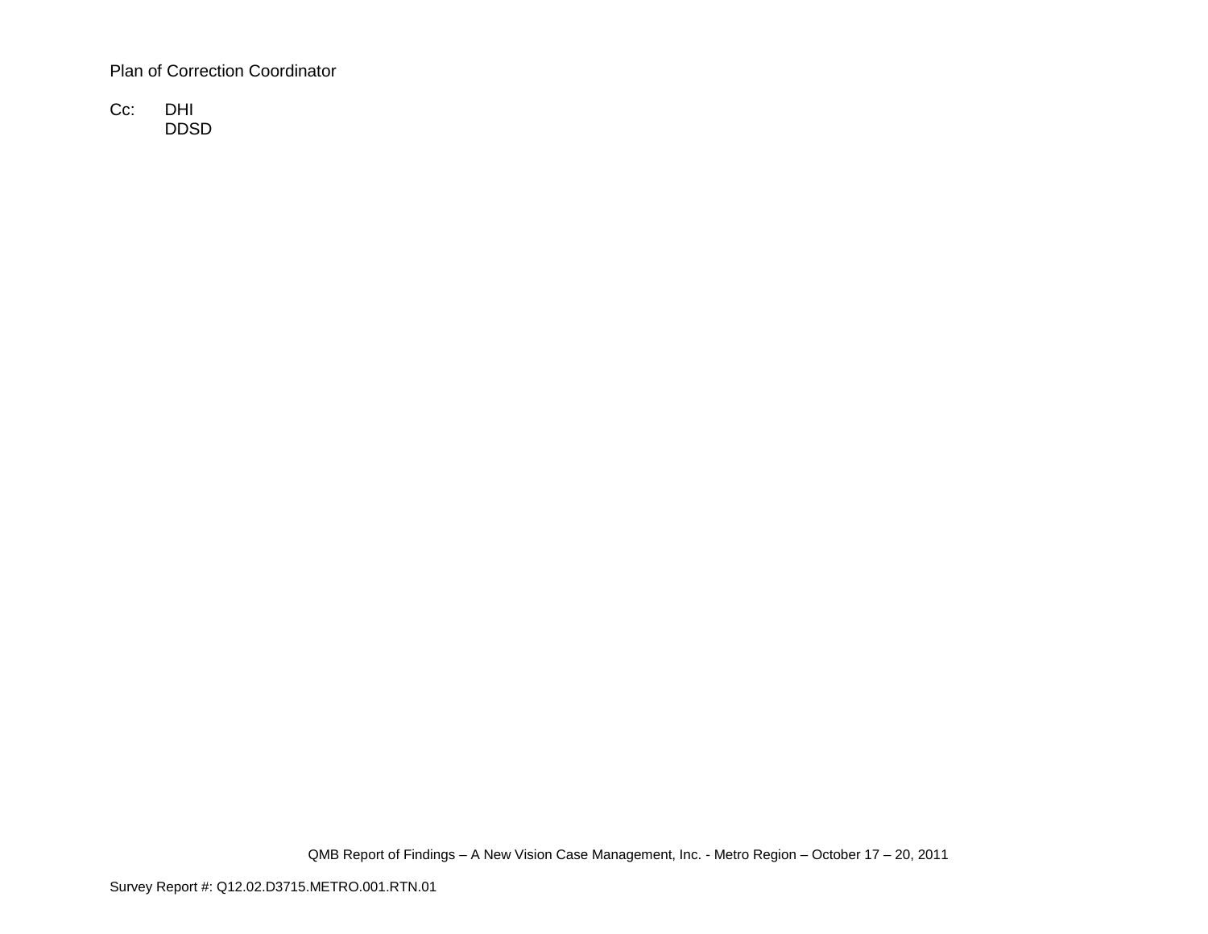Plan of Correction Coordinator

Cc: DHI
DDSD